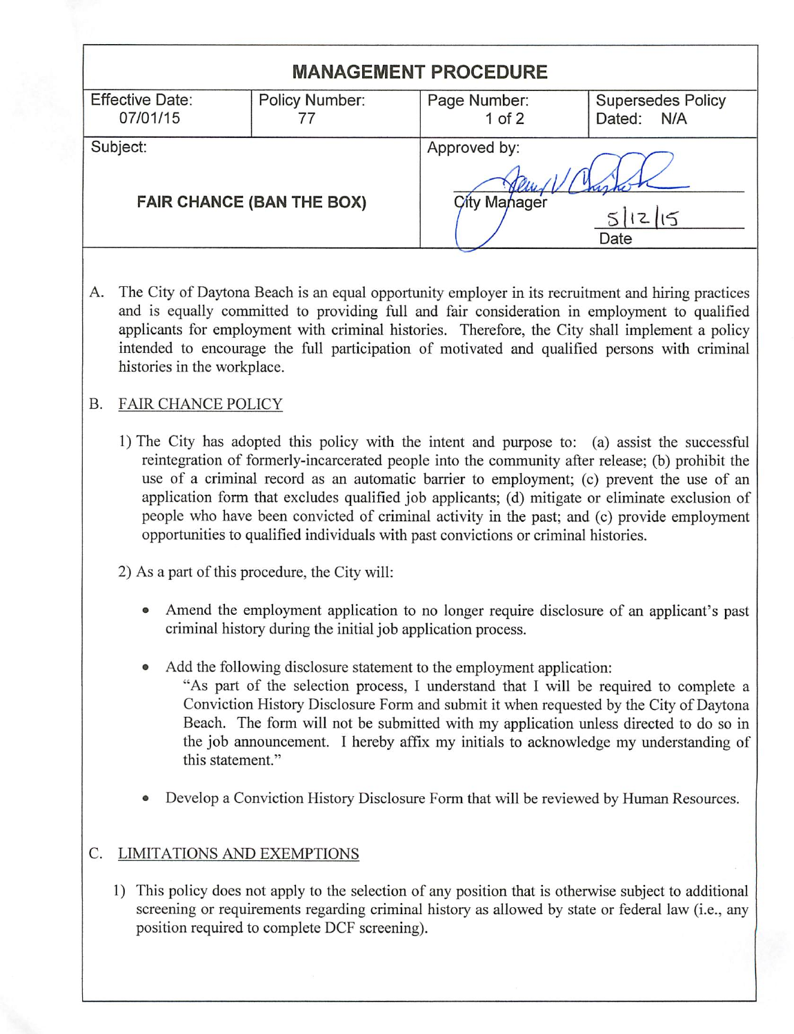# MANAGEMENT PROCEDURE

| Effective Date: 07/01/15 | Policy Number: 77 | Page Number: 1 of 2 | Supersedes Policy Dated: N/A |
|---|---|---|---|
| Subject: **FAIR CHANCE (BAN THE BOX)** | | Approved by: City Manager | 5/12/15 Date |

A. The City of Daytona Beach is an equal opportunity employer in its recruitment and hiring practices and is equally committed to providing full and fair consideration in employment to qualified applicants for employment with criminal histories. Therefore, the City shall implement a policy intended to encourage the full participation of motivated and qualified persons with criminal histories in the workplace.

B. FAIR CHANCE POLICY

1) The City has adopted this policy with the intent and purpose to: (a) assist the successful reintegration of formerly-incarcerated people into the community after release; (b) prohibit the use of a criminal record as an automatic barrier to employment; (c) prevent the use of an application form that excludes qualified job applicants; (d) mitigate or eliminate exclusion of people who have been convicted of criminal activity in the past; and (c) provide employment opportunities to qualified individuals with past convictions or criminal histories.

2) As a part of this procedure, the City will:

- Amend the employment application to no longer require disclosure of an applicant's past criminal history during the initial job application process.

- Add the following disclosure statement to the employment application:
  "As part of the selection process, I understand that I will be required to complete a Conviction History Disclosure Form and submit it when requested by the City of Daytona Beach. The form will not be submitted with my application unless directed to do so in the job announcement. I hereby affix my initials to acknowledge my understanding of this statement."

- Develop a Conviction History Disclosure Form that will be reviewed by Human Resources.

C. LIMITATIONS AND EXEMPTIONS

1) This policy does not apply to the selection of any position that is otherwise subject to additional screening or requirements regarding criminal history as allowed by state or federal law (i.e., any position required to complete DCF screening).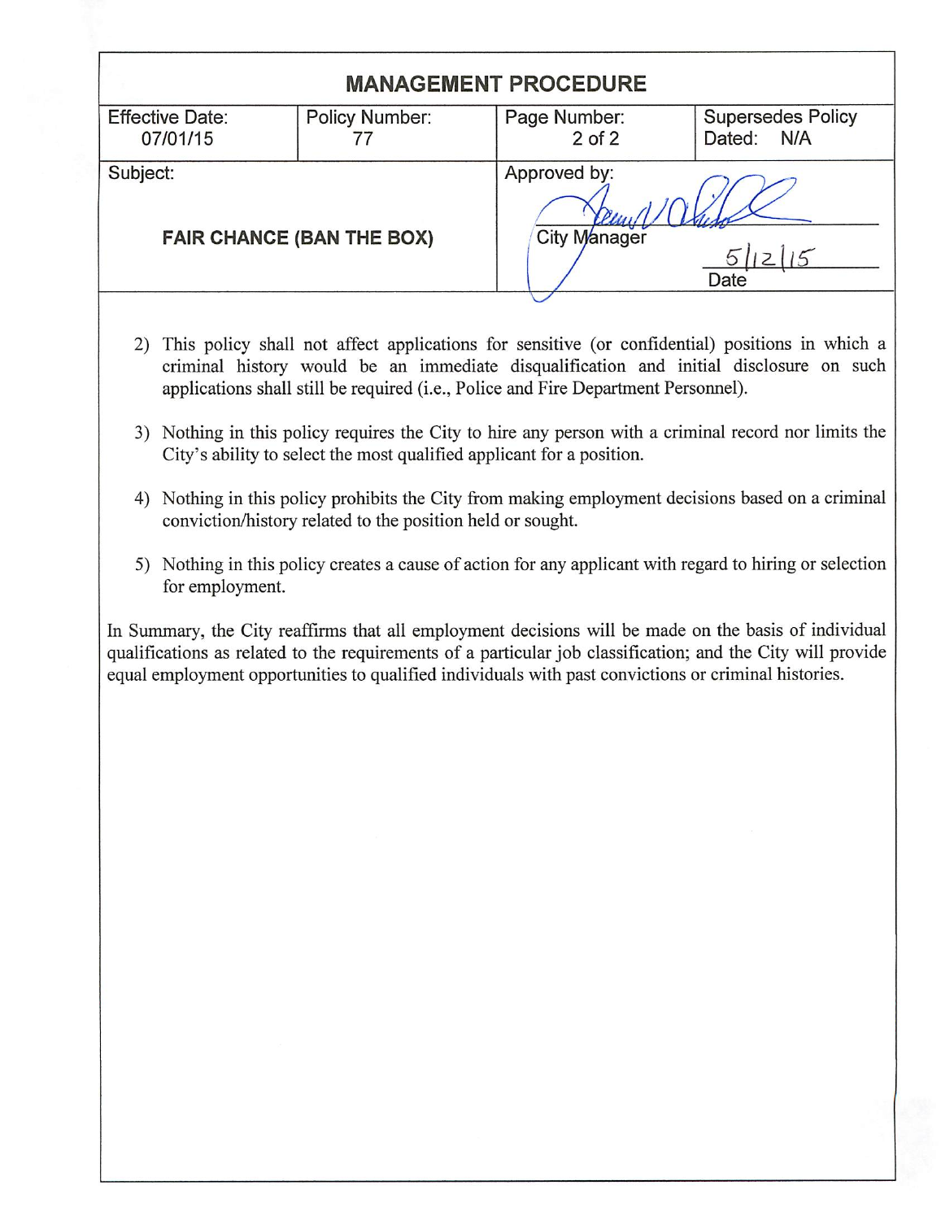## MANAGEMENT PROCEDURE

| Effective Date: | Policy Number: | Page Number: | Supersedes Policy |
| --- | --- | --- | --- |
| 07/01/15 | 77 | 2 of 2 | Dated: N/A |
| Subject: **FAIR CHANCE (BAN THE BOX)** | | Approved by: City Manager | Date: 5/12/15 |

2) This policy shall not affect applications for sensitive (or confidential) positions in which a criminal history would be an immediate disqualification and initial disclosure on such applications shall still be required (i.e., Police and Fire Department Personnel).

3) Nothing in this policy requires the City to hire any person with a criminal record nor limits the City's ability to select the most qualified applicant for a position.

4) Nothing in this policy prohibits the City from making employment decisions based on a criminal conviction/history related to the position held or sought.

5) Nothing in this policy creates a cause of action for any applicant with regard to hiring or selection for employment.

In Summary, the City reaffirms that all employment decisions will be made on the basis of individual qualifications as related to the requirements of a particular job classification; and the City will provide equal employment opportunities to qualified individuals with past convictions or criminal histories.